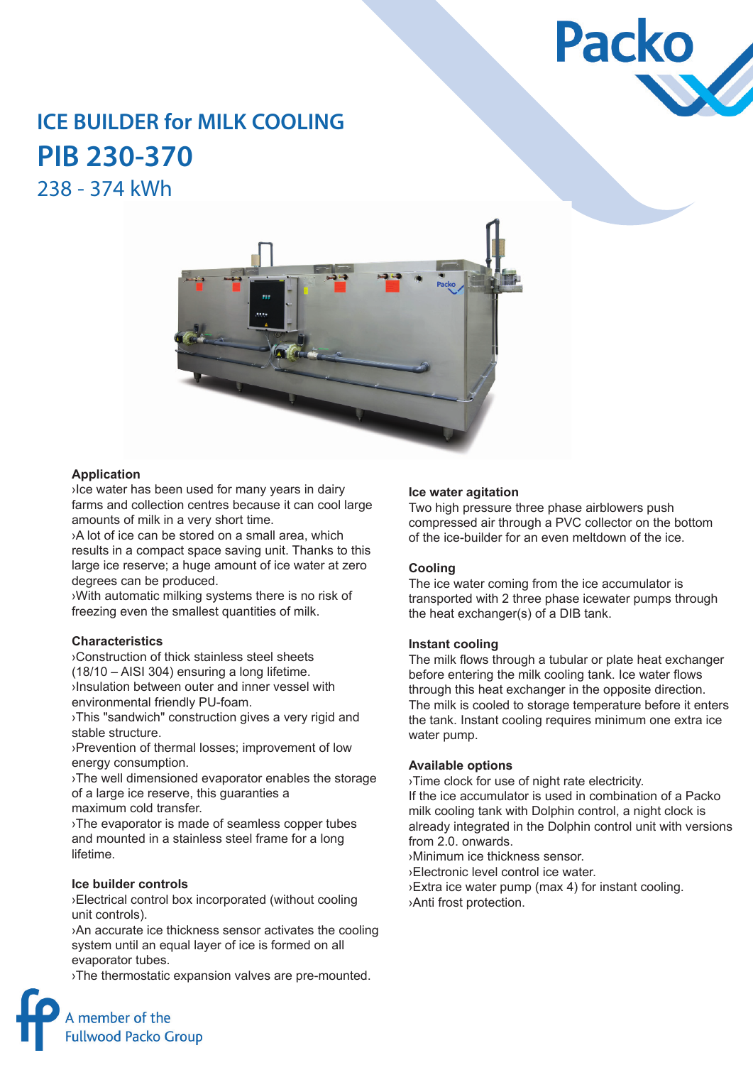Packo

# ICE BUILDER for MILK COOLING

# PIB 230-370

## 238 - 374 kWh

### Application

›Ice water has been used for many years in dairy farms and collection centres because it can cool large amounts of milk in a very short time.
›A lot of ice can be stored on a small area, which results in a compact space saving unit. Thanks to this large ice reserve; a huge amount of ice water at zero degrees can be produced.
›With automatic milking systems there is no risk of freezing even the smallest quantities of milk.

### Characteristics

›Construction of thick stainless steel sheets (18/10 – AISI 304) ensuring a long lifetime.
›Insulation between outer and inner vessel with environmental friendly PU-foam.
›This "sandwich" construction gives a very rigid and stable structure.
›Prevention of thermal losses; improvement of low energy consumption.
›The well dimensioned evaporator enables the storage of a large ice reserve, this guaranties a maximum cold transfer.
›The evaporator is made of seamless copper tubes and mounted in a stainless steel frame for a long lifetime.

### Ice builder controls

›Electrical control box incorporated (without cooling unit controls).
›An accurate ice thickness sensor activates the cooling system until an equal layer of ice is formed on all evaporator tubes.
›The thermostatic expansion valves are pre-mounted.

### Ice water agitation

Two high pressure three phase airblowers push compressed air through a PVC collector on the bottom of the ice-builder for an even meltdown of the ice.

### Cooling

The ice water coming from the ice accumulator is transported with 2 three phase icewater pumps through the heat exchanger(s) of a DIB tank.

### Instant cooling

The milk flows through a tubular or plate heat exchanger before entering the milk cooling tank. Ice water flows through this heat exchanger in the opposite direction. The milk is cooled to storage temperature before it enters the tank. Instant cooling requires minimum one extra ice water pump.

### Available options

›Time clock for use of night rate electricity.
If the ice accumulator is used in combination of a Packo milk cooling tank with Dolphin control, a night clock is already integrated in the Dolphin control unit with versions from 2.0. onwards.
›Minimum ice thickness sensor.
›Electronic level control ice water.
›Extra ice water pump (max 4) for instant cooling.
›Anti frost protection.

A member of the Fullwood Packo Group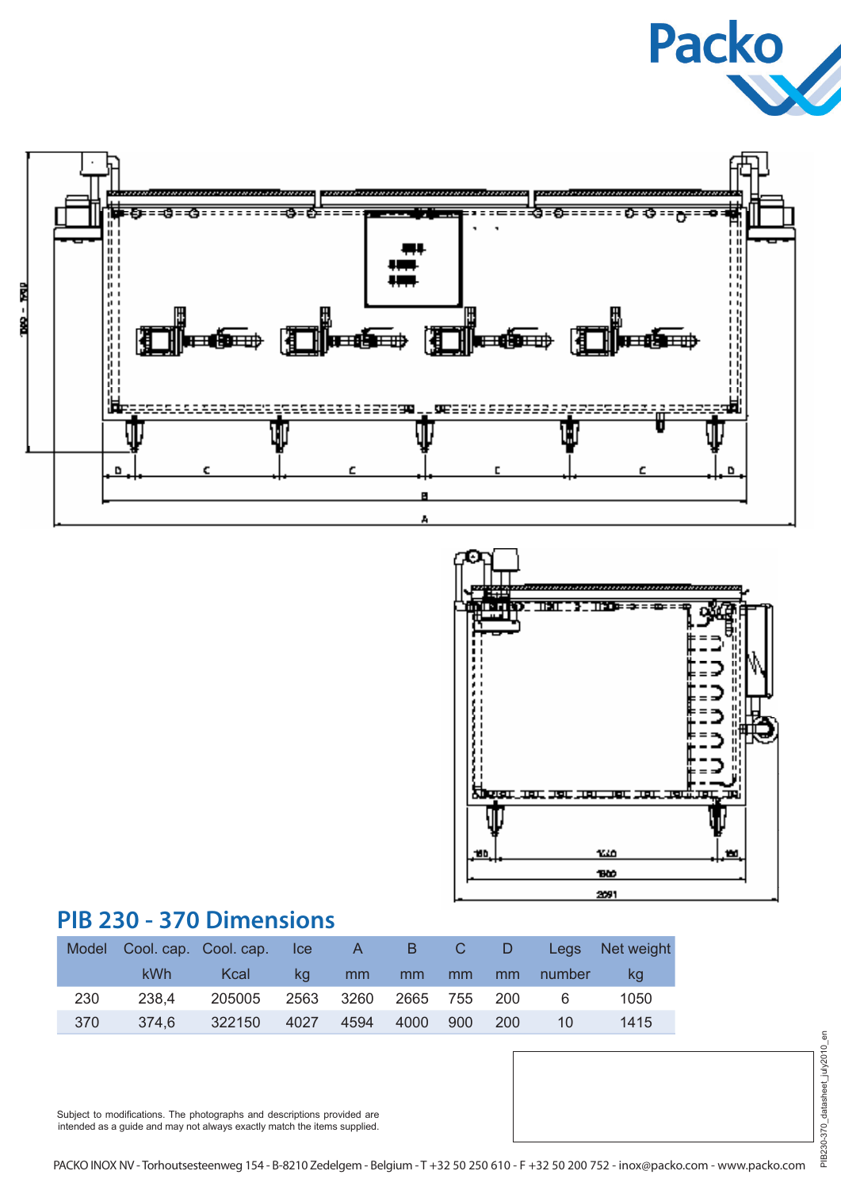## PIB 230 - 370 Dimensions

| Model | Cool. cap. | Cool. cap. | Ice | A | B | C | D | Legs | Net weight |
|---|---|---|---|---|---|---|---|---|---|
| | kWh | Kcal | kg | mm | mm | mm | mm | number | kg |
| 230 | 238,4 | 205005 | 2563 | 3260 | 2665 | 755 | 200 | 6 | 1050 |
| 370 | 374,6 | 322150 | 4027 | 4594 | 4000 | 900 | 200 | 10 | 1415 |

Subject to modifications. The photographs and descriptions provided are intended as a guide and may not always exactly match the items supplied.

PACKO INOX NV - Torhoutsesteenweg 154 - B-8210 Zedelgem - Belgium - T +32 50 250 610 - F +32 50 200 752 - inox@packo.com - www.packo.com

PIB230-370_datasheet_july2010_en